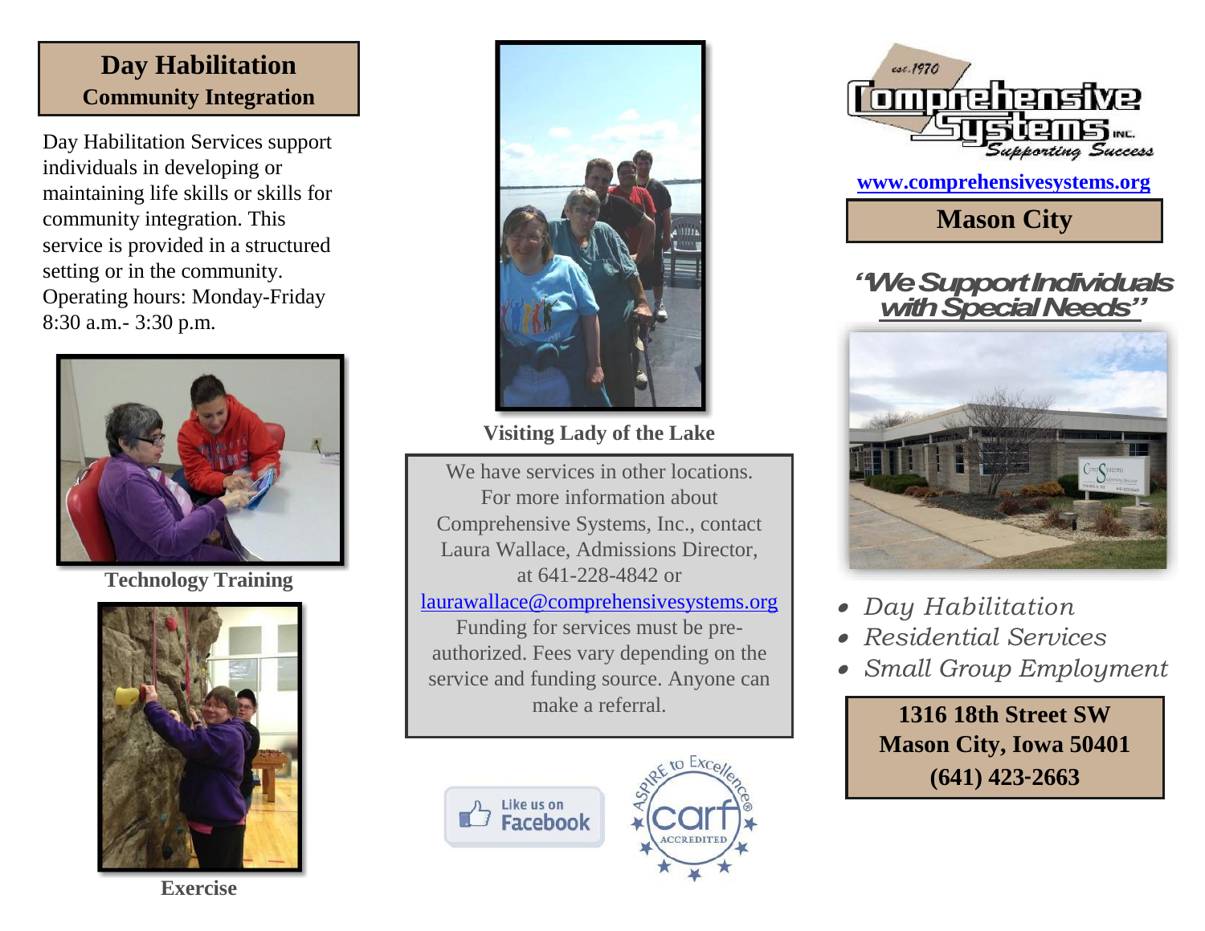## Day Habilitation
### Community Integration

Day Habilitation Services support individuals in developing or maintaining life skills or skills for community integration. This service is provided in a structured setting or in the community. Operating hours: Monday-Friday 8:30 a.m.- 3:30 p.m.

**Technology Training**

**Exercise**

**Visiting Lady of the Lake**

We have services in other locations. For more information about Comprehensive Systems, Inc., contact Laura Wallace, Admissions Director, at 641-228-4842 or laurawallace@comprehensivesystems.org
Funding for services must be pre-authorized. Fees vary depending on the service and funding source. Anyone can make a referral.

Like us on Facebook

ASPIRE to Excellence® carf ACCREDITED

est. 1970
Comprehensive Systems INC.
Supporting Success

**www.comprehensivesystems.org**

## Mason City

***"We Support Individuals with Special Needs"***

- *Day Habilitation*
- *Residential Services*
- *Small Group Employment*

**1316 18th Street SW**
**Mason City, Iowa 50401**
**(641) 423-2663**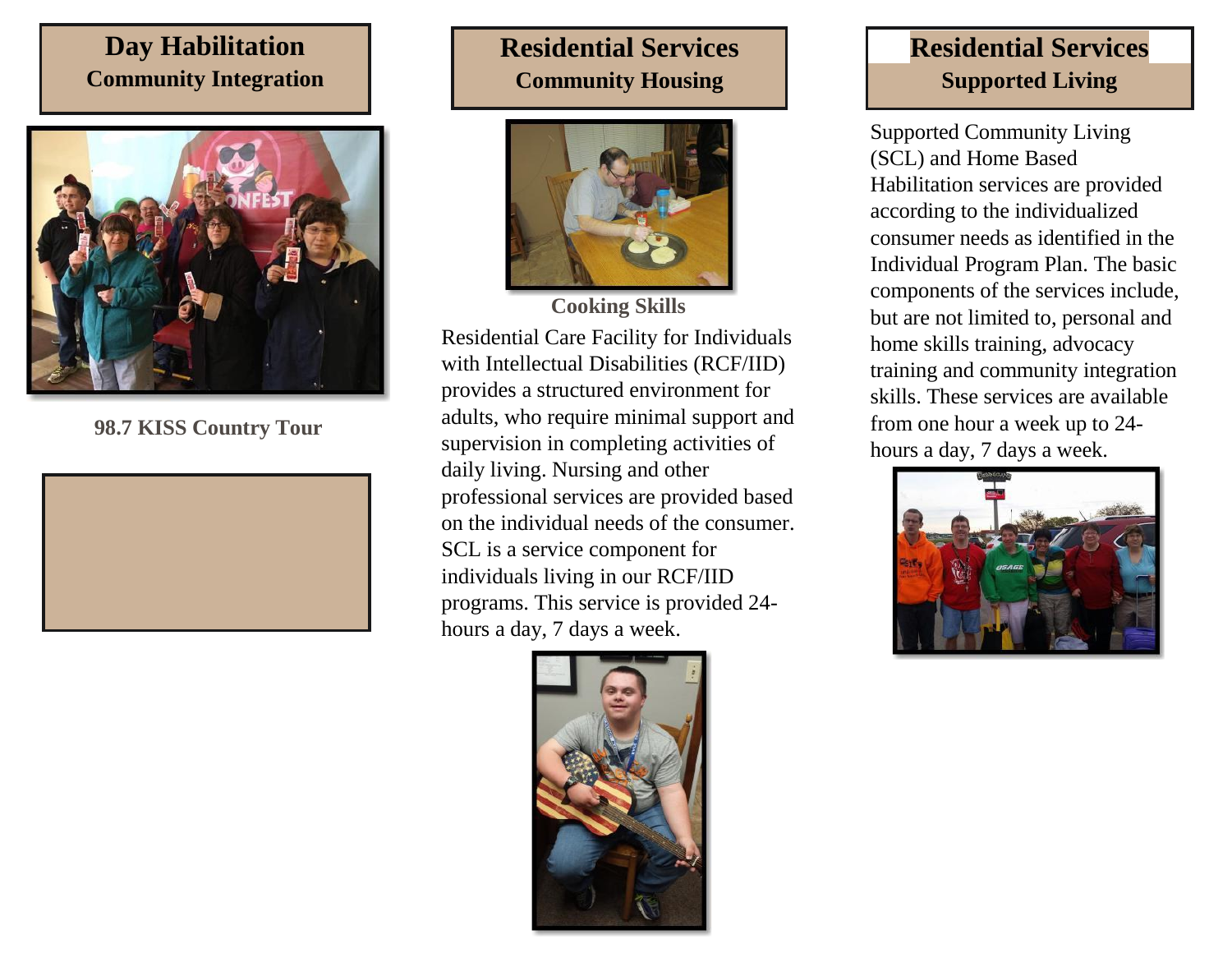## Day Habilitation
### Community Integration

98.7 KISS Country Tour

## Residential Services
### Community Housing

**Cooking Skills**

Residential Care Facility for Individuals with Intellectual Disabilities (RCF/IID) provides a structured environment for adults, who require minimal support and supervision in completing activities of daily living. Nursing and other professional services are provided based on the individual needs of the consumer. SCL is a service component for individuals living in our RCF/IID programs. This service is provided 24-hours a day, 7 days a week.

## Residential Services
### Supported Living

Supported Community Living (SCL) and Home Based Habilitation services are provided according to the individualized consumer needs as identified in the Individual Program Plan. The basic components of the services include, but are not limited to, personal and home skills training, advocacy training and community integration skills. These services are available from one hour a week up to 24-hours a day, 7 days a week.